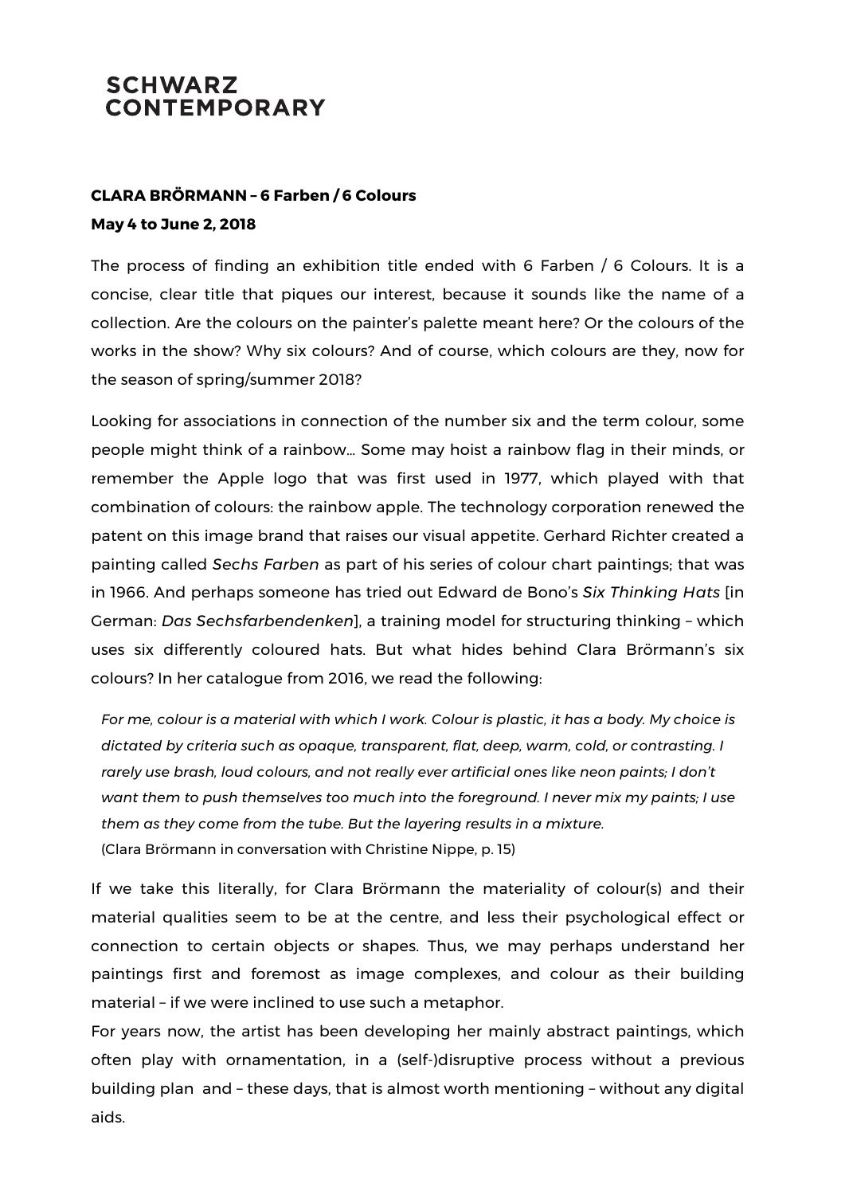# SCHWARZ CONTEMPORARY

**CLARA BRÖRMANN – 6 Farben / 6 Colours**

**May 4 to June 2, 2018**

The process of finding an exhibition title ended with 6 Farben / 6 Colours. It is a concise, clear title that piques our interest, because it sounds like the name of a collection. Are the colours on the painter's palette meant here? Or the colours of the works in the show? Why six colours? And of course, which colours are they, now for the season of spring/summer 2018?

Looking for associations in connection of the number six and the term colour, some people might think of a rainbow… Some may hoist a rainbow flag in their minds, or remember the Apple logo that was first used in 1977, which played with that combination of colours: the rainbow apple. The technology corporation renewed the patent on this image brand that raises our visual appetite. Gerhard Richter created a painting called *Sechs Farben* as part of his series of colour chart paintings; that was in 1966. And perhaps someone has tried out Edward de Bono's *Six Thinking Hats* [in German: *Das Sechsfarbendenken*], a training model for structuring thinking – which uses six differently coloured hats. But what hides behind Clara Brörmann's six colours? In her catalogue from 2016, we read the following:

> *For me, colour is a material with which I work. Colour is plastic, it has a body. My choice is dictated by criteria such as opaque, transparent, flat, deep, warm, cold, or contrasting. I rarely use brash, loud colours, and not really ever artificial ones like neon paints; I don't want them to push themselves too much into the foreground. I never mix my paints; I use them as they come from the tube. But the layering results in a mixture.*
> (Clara Brörmann in conversation with Christine Nippe, p. 15)

If we take this literally, for Clara Brörmann the materiality of colour(s) and their material qualities seem to be at the centre, and less their psychological effect or connection to certain objects or shapes. Thus, we may perhaps understand her paintings first and foremost as image complexes, and colour as their building material – if we were inclined to use such a metaphor.

For years now, the artist has been developing her mainly abstract paintings, which often play with ornamentation, in a (self-)disruptive process without a previous building plan and – these days, that is almost worth mentioning – without any digital aids.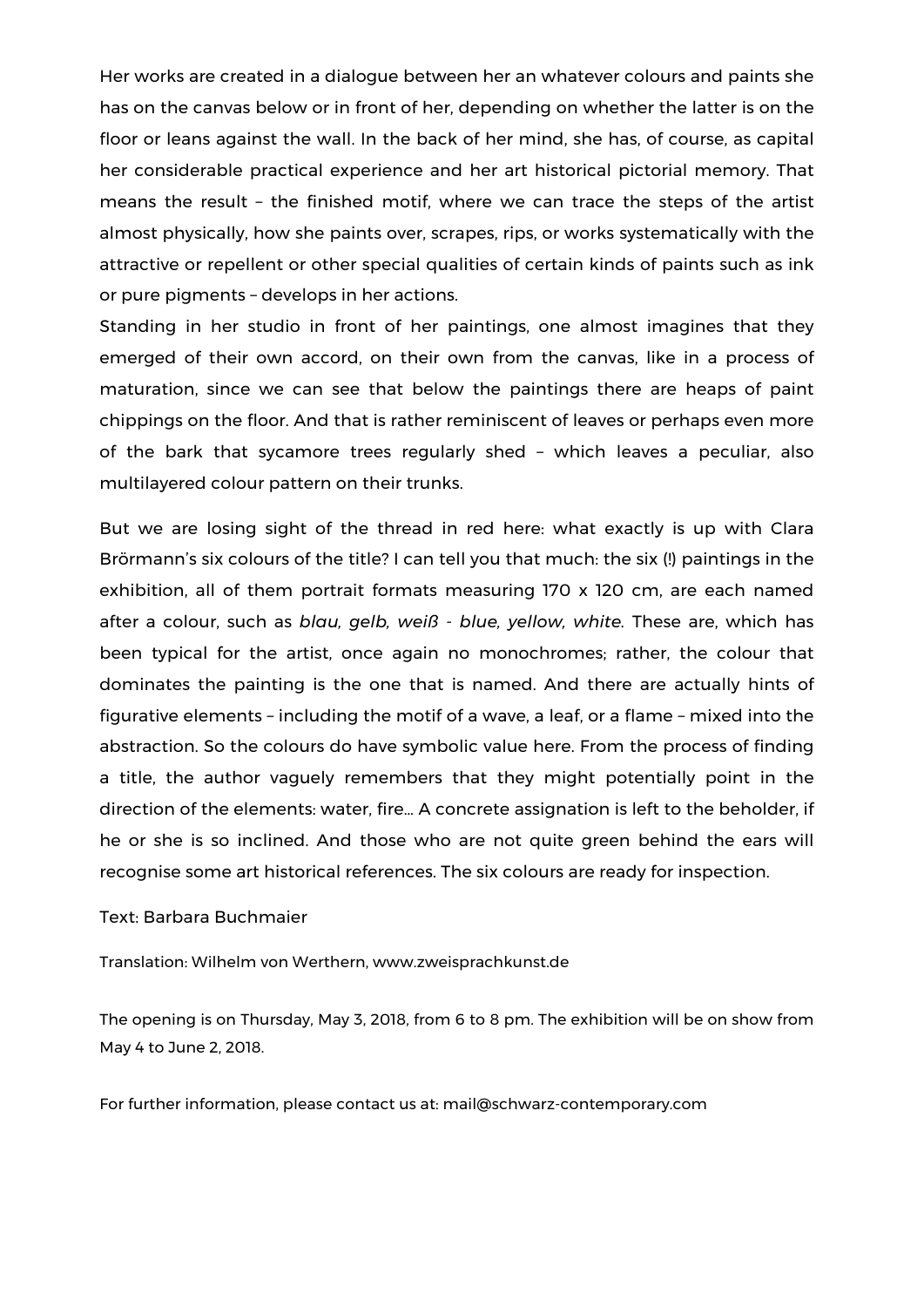Her works are created in a dialogue between her an whatever colours and paints she has on the canvas below or in front of her, depending on whether the latter is on the floor or leans against the wall. In the back of her mind, she has, of course, as capital her considerable practical experience and her art historical pictorial memory. That means the result – the finished motif, where we can trace the steps of the artist almost physically, how she paints over, scrapes, rips, or works systematically with the attractive or repellent or other special qualities of certain kinds of paints such as ink or pure pigments – develops in her actions.
Standing in her studio in front of her paintings, one almost imagines that they emerged of their own accord, on their own from the canvas, like in a process of maturation, since we can see that below the paintings there are heaps of paint chippings on the floor. And that is rather reminiscent of leaves or perhaps even more of the bark that sycamore trees regularly shed – which leaves a peculiar, also multilayered colour pattern on their trunks.

But we are losing sight of the thread in red here: what exactly is up with Clara Brörmann's six colours of the title? I can tell you that much: the six (!) paintings in the exhibition, all of them portrait formats measuring 170 x 120 cm, are each named after a colour, such as *blau, gelb, weiß - blue, yellow, white.* These are, which has been typical for the artist, once again no monochromes; rather, the colour that dominates the painting is the one that is named. And there are actually hints of figurative elements – including the motif of a wave, a leaf, or a flame – mixed into the abstraction. So the colours do have symbolic value here. From the process of finding a title, the author vaguely remembers that they might potentially point in the direction of the elements: water, fire... A concrete assignation is left to the beholder, if he or she is so inclined. And those who are not quite green behind the ears will recognise some art historical references. The six colours are ready for inspection.

Text: Barbara Buchmaier

Translation: Wilhelm von Werthern, www.zweisprachkunst.de

The opening is on Thursday, May 3, 2018, from 6 to 8 pm. The exhibition will be on show from May 4 to June 2, 2018.

For further information, please contact us at: mail@schwarz-contemporary.com